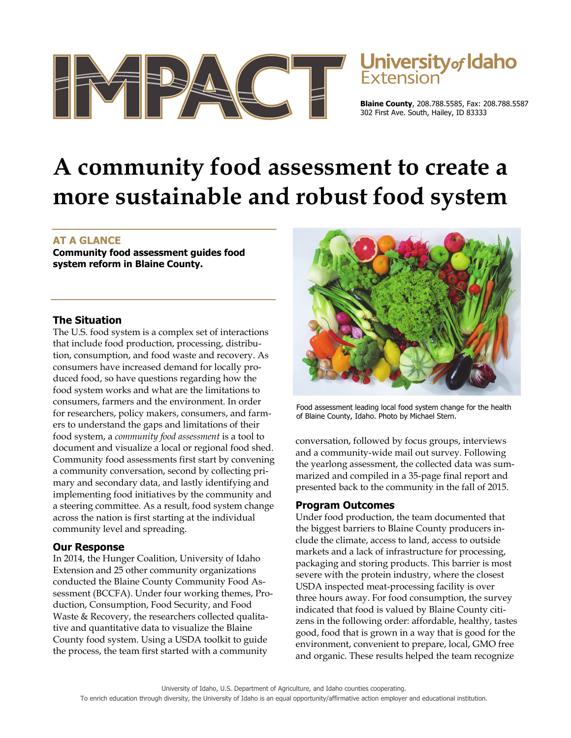# IMPACT

University of Idaho Extension

**Blaine County**, 208.788.5585, Fax: 208.788.5587
302 First Ave. South, Hailey, ID 83333

# A community food assessment to create a more sustainable and robust food system

## AT A GLANCE

**Community food assessment guides food system reform in Blaine County.**

Food assessment leading local food system change for the health of Blaine County, Idaho. Photo by Michael Stern.

### The Situation

The U.S. food system is a complex set of interactions that include food production, processing, distribution, consumption, and food waste and recovery. As consumers have increased demand for locally produced food, so have questions regarding how the food system works and what are the limitations to consumers, farmers and the environment. In order for researchers, policy makers, consumers, and farmers to understand the gaps and limitations of their food system, a *community food assessment* is a tool to document and visualize a local or regional food shed. Community food assessments first start by convening a community conversation, second by collecting primary and secondary data, and lastly identifying and implementing food initiatives by the community and a steering committee. As a result, food system change across the nation is first starting at the individual community level and spreading.

### Our Response

In 2014, the Hunger Coalition, University of Idaho Extension and 25 other community organizations conducted the Blaine County Community Food Assessment (BCCFA). Under four working themes, Production, Consumption, Food Security, and Food Waste & Recovery, the researchers collected qualitative and quantitative data to visualize the Blaine County food system. Using a USDA toolkit to guide the process, the team first started with a community conversation, followed by focus groups, interviews and a community-wide mail out survey. Following the yearlong assessment, the collected data was summarized and compiled in a 35-page final report and presented back to the community in the fall of 2015.

### Program Outcomes

Under food production, the team documented that the biggest barriers to Blaine County producers include the climate, access to land, access to outside markets and a lack of infrastructure for processing, packaging and storing products. This barrier is most severe with the protein industry, where the closest USDA inspected meat-processing facility is over three hours away. For food consumption, the survey indicated that food is valued by Blaine County citizens in the following order: affordable, healthy, tastes good, food that is grown in a way that is good for the environment, convenient to prepare, local, GMO free and organic. These results helped the team recognize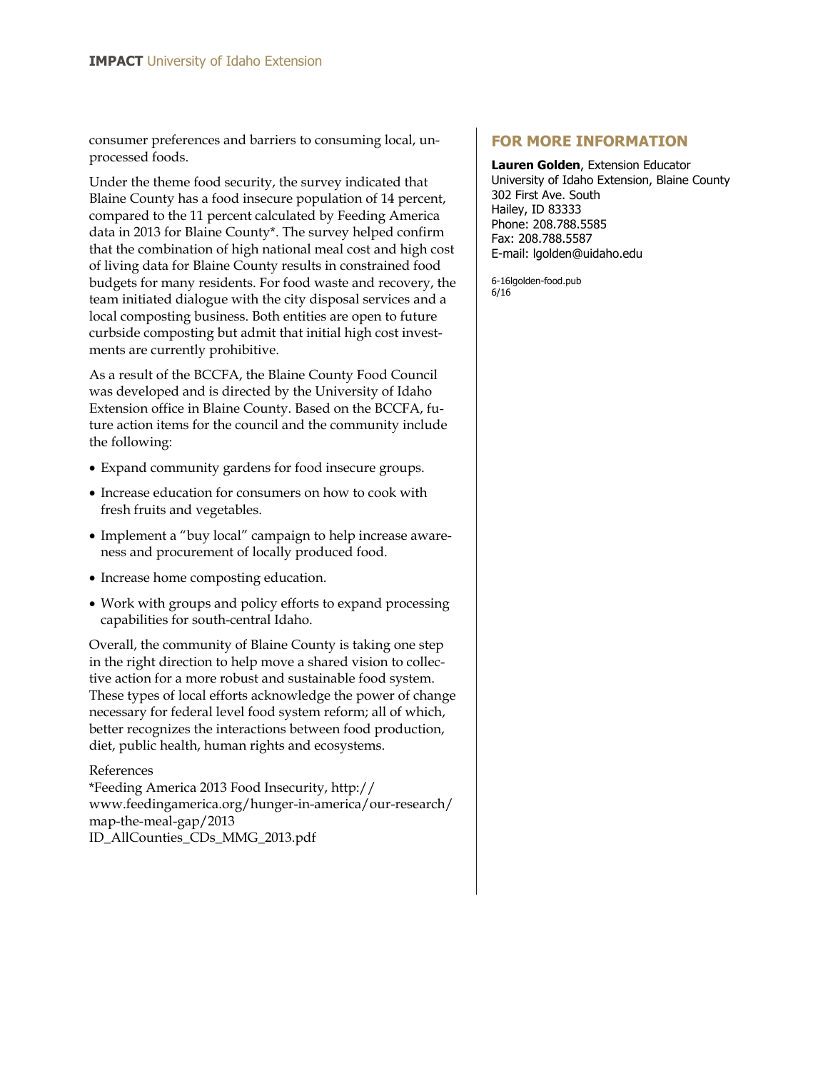consumer preferences and barriers to consuming local, unprocessed foods.

Under the theme food security, the survey indicated that Blaine County has a food insecure population of 14 percent, compared to the 11 percent calculated by Feeding America data in 2013 for Blaine County*. The survey helped confirm that the combination of high national meal cost and high cost of living data for Blaine County results in constrained food budgets for many residents. For food waste and recovery, the team initiated dialogue with the city disposal services and a local composting business. Both entities are open to future curbside composting but admit that initial high cost investments are currently prohibitive.

As a result of the BCCFA, the Blaine County Food Council was developed and is directed by the University of Idaho Extension office in Blaine County. Based on the BCCFA, future action items for the council and the community include the following:

- Expand community gardens for food insecure groups.
- Increase education for consumers on how to cook with fresh fruits and vegetables.
- Implement a "buy local" campaign to help increase awareness and procurement of locally produced food.
- Increase home composting education.
- Work with groups and policy efforts to expand processing capabilities for south-central Idaho.

Overall, the community of Blaine County is taking one step in the right direction to help move a shared vision to collective action for a more robust and sustainable food system. These types of local efforts acknowledge the power of change necessary for federal level food system reform; all of which, better recognizes the interactions between food production, diet, public health, human rights and ecosystems.

References

*Feeding America 2013 Food Insecurity, http://www.feedingamerica.org/hunger-in-america/our-research/map-the-meal-gap/2013 ID_AllCounties_CDs_MMG_2013.pdf

## FOR MORE INFORMATION

**Lauren Golden**, Extension Educator
University of Idaho Extension, Blaine County
302 First Ave. South
Hailey, ID 83333
Phone: 208.788.5585
Fax: 208.788.5587
E-mail: lgolden@uidaho.edu

6-16lgolden-food.pub
6/16